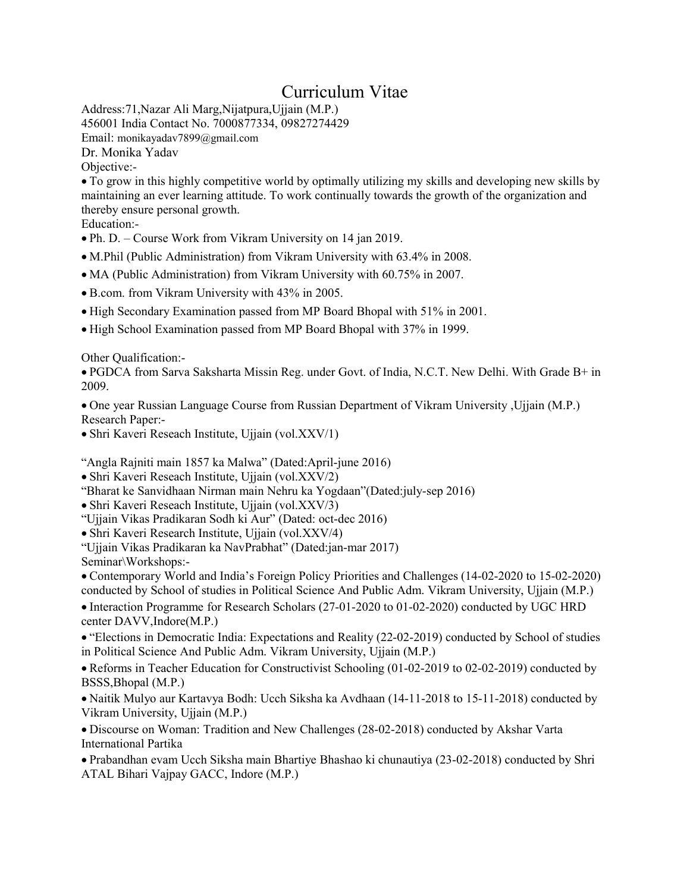# Curriculum Vitae

Address:71,Nazar Ali Marg,Nijatpura,Ujjain (M.P.)
456001 India Contact No. 7000877334, 09827274429
Email: monikayadav7899@gmail.com
Dr. Monika Yadav

Objective:-

- To grow in this highly competitive world by optimally utilizing my skills and developing new skills by maintaining an ever learning attitude. To work continually towards the growth of the organization and thereby ensure personal growth.

Education:-

- Ph. D. – Course Work from Vikram University on 14 jan 2019.
- M.Phil (Public Administration) from Vikram University with 63.4% in 2008.
- MA (Public Administration) from Vikram University with 60.75% in 2007.
- B.com. from Vikram University with 43% in 2005.
- High Secondary Examination passed from MP Board Bhopal with 51% in 2001.
- High School Examination passed from MP Board Bhopal with 37% in 1999.

Other Qualification:-

- PGDCA from Sarva Saksharta Missin Reg. under Govt. of India, N.C.T. New Delhi. With Grade B+ in 2009.
- One year Russian Language Course from Russian Department of Vikram University ,Ujjain (M.P.)

Research Paper:-

- Shri Kaveri Reseach Institute, Ujjain (vol.XXV/1)

"Angla Rajniti main 1857 ka Malwa" (Dated:April-june 2016)

- Shri Kaveri Reseach Institute, Ujjain (vol.XXV/2)

"Bharat ke Sanvidhaan Nirman main Nehru ka Yogdaan"(Dated:july-sep 2016)

- Shri Kaveri Reseach Institute, Ujjain (vol.XXV/3)

"Ujjain Vikas Pradikaran Sodh ki Aur" (Dated: oct-dec 2016)

- Shri Kaveri Research Institute, Ujjain (vol.XXV/4)

"Ujjain Vikas Pradikaran ka NavPrabhat" (Dated:jan-mar 2017)

Seminar\Workshops:-

- Contemporary World and India's Foreign Policy Priorities and Challenges (14-02-2020 to 15-02-2020) conducted by School of studies in Political Science And Public Adm. Vikram University, Ujjain (M.P.)
- Interaction Programme for Research Scholars (27-01-2020 to 01-02-2020) conducted by UGC HRD center DAVV,Indore(M.P.)
- "Elections in Democratic India: Expectations and Reality (22-02-2019) conducted by School of studies in Political Science And Public Adm. Vikram University, Ujjain (M.P.)
- Reforms in Teacher Education for Constructivist Schooling (01-02-2019 to 02-02-2019) conducted by BSSS,Bhopal (M.P.)
- Naitik Mulyo aur Kartavya Bodh: Ucch Siksha ka Avdhaan (14-11-2018 to 15-11-2018) conducted by Vikram University, Ujjain (M.P.)
- Discourse on Woman: Tradition and New Challenges (28-02-2018) conducted by Akshar Varta International Partika
- Prabandhan evam Ucch Siksha main Bhartiye Bhashao ki chunautiya (23-02-2018) conducted by Shri ATAL Bihari Vajpay GACC, Indore (M.P.)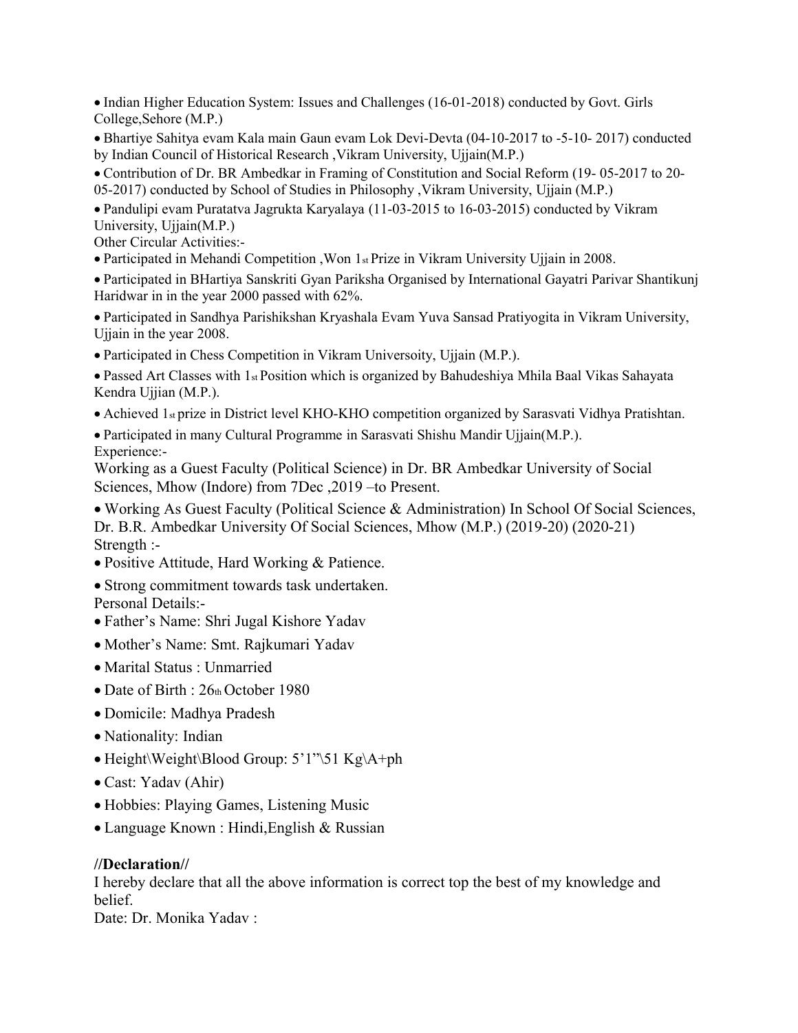- Indian Higher Education System: Issues and Challenges (16-01-2018) conducted by Govt. Girls College,Sehore (M.P.)
- Bhartiye Sahitya evam Kala main Gaun evam Lok Devi-Devta (04-10-2017 to -5-10- 2017) conducted by Indian Council of Historical Research ,Vikram University, Ujjain(M.P.)
- Contribution of Dr. BR Ambedkar in Framing of Constitution and Social Reform (19- 05-2017 to 20-05-2017) conducted by School of Studies in Philosophy ,Vikram University, Ujjain (M.P.)
- Pandulipi evam Puratatva Jagrukta Karyalaya (11-03-2015 to 16-03-2015) conducted by Vikram University, Ujjain(M.P.)

Other Circular Activities:-

- Participated in Mehandi Competition ,Won 1st Prize in Vikram University Ujjain in 2008.
- Participated in BHartiya Sanskriti Gyan Pariksha Organised by International Gayatri Parivar Shantikunj Haridwar in in the year 2000 passed with 62%.
- Participated in Sandhya Parishikshan Kryashala Evam Yuva Sansad Pratiyogita in Vikram University, Ujjain in the year 2008.
- Participated in Chess Competition in Vikram Universoity, Ujjain (M.P.).
- Passed Art Classes with 1st Position which is organized by Bahudeshiya Mhila Baal Vikas Sahayata Kendra Ujjian (M.P.).
- Achieved 1st prize in District level KHO-KHO competition organized by Sarasvati Vidhya Pratishtan.
- Participated in many Cultural Programme in Sarasvati Shishu Mandir Ujjain(M.P.).

Experience:-

Working as a Guest Faculty (Political Science) in Dr. BR Ambedkar University of Social Sciences, Mhow (Indore) from 7Dec ,2019 –to Present.

- Working As Guest Faculty (Political Science & Administration) In School Of Social Sciences, Dr. B.R. Ambedkar University Of Social Sciences, Mhow (M.P.) (2019-20) (2020-21)

Strength :-

- Positive Attitude, Hard Working & Patience.
- Strong commitment towards task undertaken.

Personal Details:-

- Father's Name: Shri Jugal Kishore Yadav
- Mother's Name: Smt. Rajkumari Yadav
- Marital Status : Unmarried
- Date of Birth : 26th October 1980
- Domicile: Madhya Pradesh
- Nationality: Indian
- Height\Weight\Blood Group: 5'1"\51 Kg\A+ph
- Cast: Yadav (Ahir)
- Hobbies: Playing Games, Listening Music
- Language Known : Hindi,English & Russian

**//Declaration//**

I hereby declare that all the above information is correct top the best of my knowledge and belief.

Date: Dr. Monika Yadav :